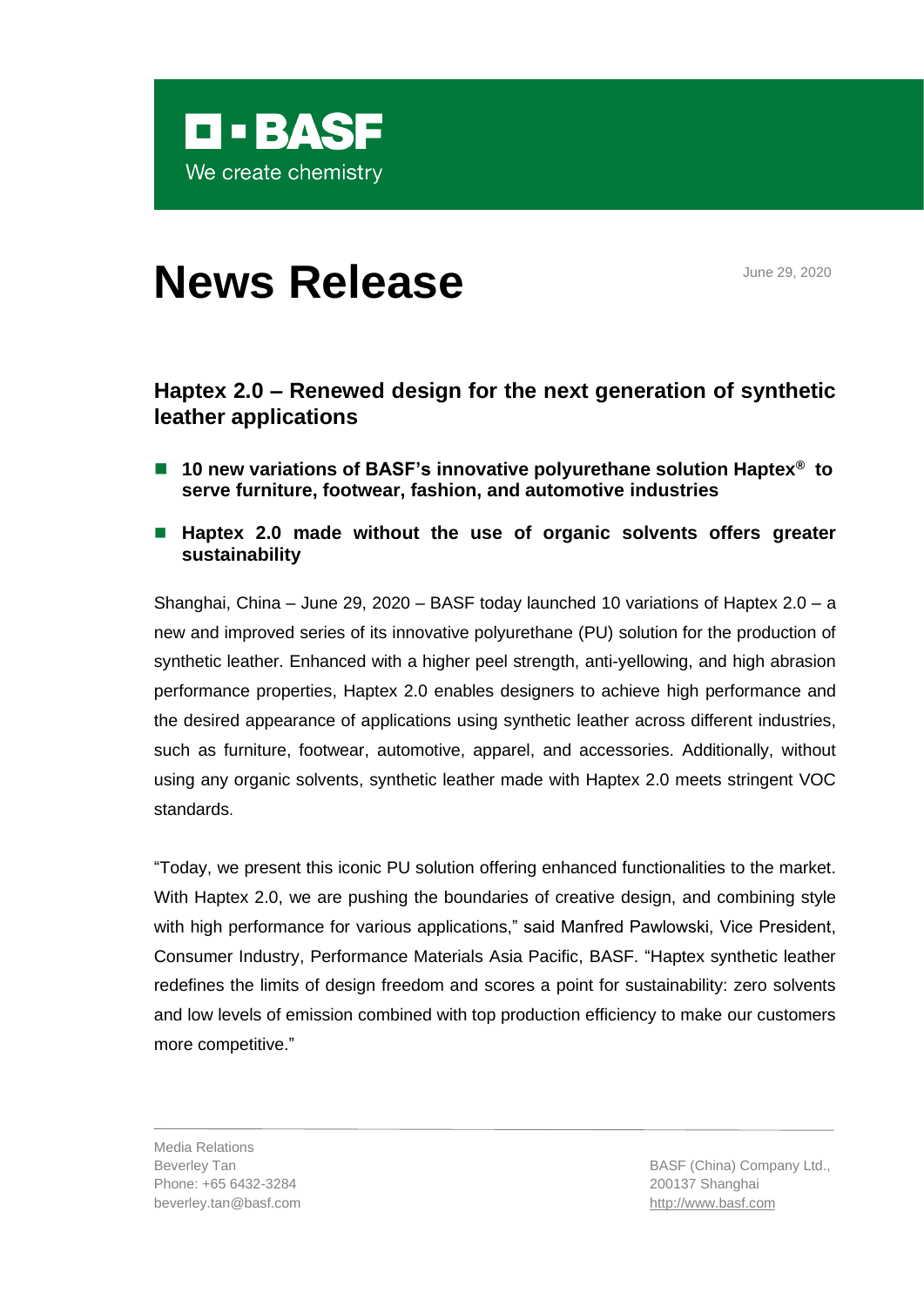BASF
We create chemistry

# News Release

June 29, 2020

## Haptex 2.0 – Renewed design for the next generation of synthetic leather applications

- **10 new variations of BASF's innovative polyurethane solution Haptex® to serve furniture, footwear, fashion, and automotive industries**
- **Haptex 2.0 made without the use of organic solvents offers greater sustainability**

Shanghai, China – June 29, 2020 – BASF today launched 10 variations of Haptex 2.0 – a new and improved series of its innovative polyurethane (PU) solution for the production of synthetic leather. Enhanced with a higher peel strength, anti-yellowing, and high abrasion performance properties, Haptex 2.0 enables designers to achieve high performance and the desired appearance of applications using synthetic leather across different industries, such as furniture, footwear, automotive, apparel, and accessories. Additionally, without using any organic solvents, synthetic leather made with Haptex 2.0 meets stringent VOC standards.

"Today, we present this iconic PU solution offering enhanced functionalities to the market. With Haptex 2.0, we are pushing the boundaries of creative design, and combining style with high performance for various applications," said Manfred Pawlowski, Vice President, Consumer Industry, Performance Materials Asia Pacific, BASF. "Haptex synthetic leather redefines the limits of design freedom and scores a point for sustainability: zero solvents and low levels of emission combined with top production efficiency to make our customers more competitive."

Media Relations
Beverley Tan
Phone: +65 6432-3284
beverley.tan@basf.com

BASF (China) Company Ltd.,
200137 Shanghai
http://www.basf.com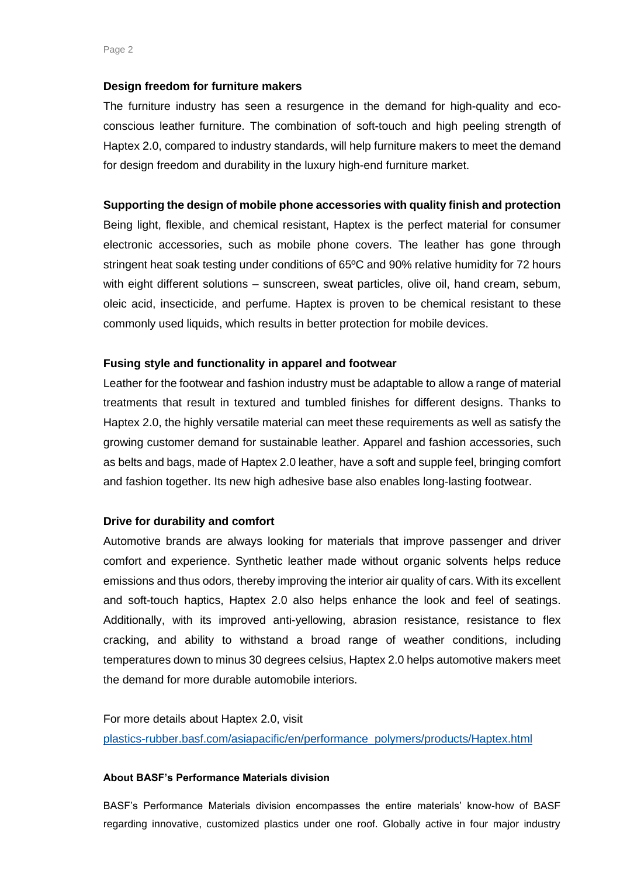### Design freedom for furniture makers

The furniture industry has seen a resurgence in the demand for high-quality and eco-conscious leather furniture. The combination of soft-touch and high peeling strength of Haptex 2.0, compared to industry standards, will help furniture makers to meet the demand for design freedom and durability in the luxury high-end furniture market.

### Supporting the design of mobile phone accessories with quality finish and protection

Being light, flexible, and chemical resistant, Haptex is the perfect material for consumer electronic accessories, such as mobile phone covers. The leather has gone through stringent heat soak testing under conditions of 65ºC and 90% relative humidity for 72 hours with eight different solutions – sunscreen, sweat particles, olive oil, hand cream, sebum, oleic acid, insecticide, and perfume. Haptex is proven to be chemical resistant to these commonly used liquids, which results in better protection for mobile devices.

### Fusing style and functionality in apparel and footwear

Leather for the footwear and fashion industry must be adaptable to allow a range of material treatments that result in textured and tumbled finishes for different designs. Thanks to Haptex 2.0, the highly versatile material can meet these requirements as well as satisfy the growing customer demand for sustainable leather. Apparel and fashion accessories, such as belts and bags, made of Haptex 2.0 leather, have a soft and supple feel, bringing comfort and fashion together. Its new high adhesive base also enables long-lasting footwear.

### Drive for durability and comfort

Automotive brands are always looking for materials that improve passenger and driver comfort and experience. Synthetic leather made without organic solvents helps reduce emissions and thus odors, thereby improving the interior air quality of cars. With its excellent and soft-touch haptics, Haptex 2.0 also helps enhance the look and feel of seatings. Additionally, with its improved anti-yellowing, abrasion resistance, resistance to flex cracking, and ability to withstand a broad range of weather conditions, including temperatures down to minus 30 degrees celsius, Haptex 2.0 helps automotive makers meet the demand for more durable automobile interiors.

For more details about Haptex 2.0, visit
plastics-rubber.basf.com/asiapacific/en/performance_polymers/products/Haptex.html

#### About BASF's Performance Materials division

BASF's Performance Materials division encompasses the entire materials' know-how of BASF regarding innovative, customized plastics under one roof. Globally active in four major industry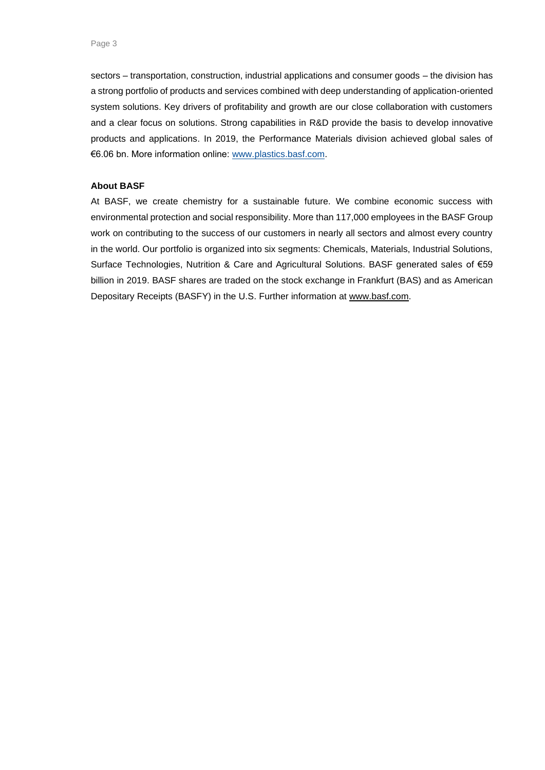sectors – transportation, construction, industrial applications and consumer goods – the division has a strong portfolio of products and services combined with deep understanding of application-oriented system solutions. Key drivers of profitability and growth are our close collaboration with customers and a clear focus on solutions. Strong capabilities in R&D provide the basis to develop innovative products and applications. In 2019, the Performance Materials division achieved global sales of €6.06 bn. More information online: www.plastics.basf.com.

**About BASF**

At BASF, we create chemistry for a sustainable future. We combine economic success with environmental protection and social responsibility. More than 117,000 employees in the BASF Group work on contributing to the success of our customers in nearly all sectors and almost every country in the world. Our portfolio is organized into six segments: Chemicals, Materials, Industrial Solutions, Surface Technologies, Nutrition & Care and Agricultural Solutions. BASF generated sales of €59 billion in 2019. BASF shares are traded on the stock exchange in Frankfurt (BAS) and as American Depositary Receipts (BASFY) in the U.S. Further information at www.basf.com.